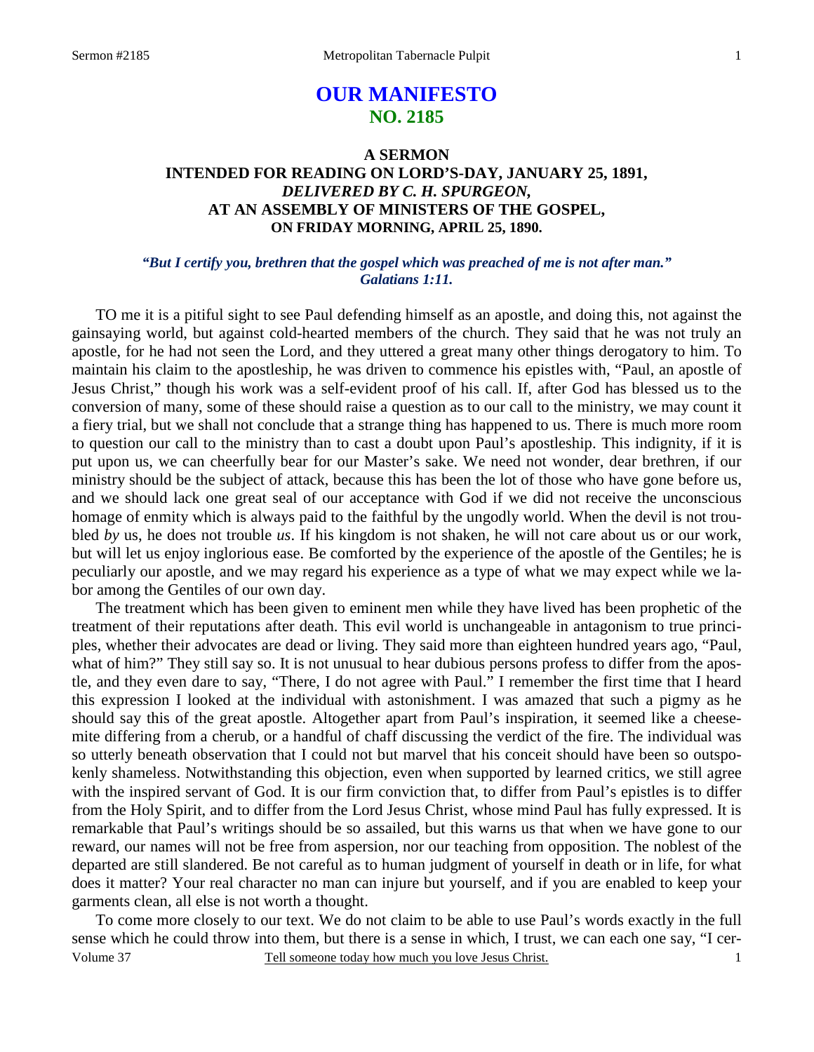# OUR MANIFESTO
## NO. 2185

### A SERMON
### INTENDED FOR READING ON LORD'S-DAY, JANUARY 25, 1891,
### *DELIVERED BY C. H. SPURGEON,*
### AT AN ASSEMBLY OF MINISTERS OF THE GOSPEL,
### ON FRIDAY MORNING, APRIL 25, 1890.

***"But I certify you, brethren that the gospel which was preached of me is not after man." Galatians 1:11.***

TO me it is a pitiful sight to see Paul defending himself as an apostle, and doing this, not against the gainsaying world, but against cold-hearted members of the church. They said that he was not truly an apostle, for he had not seen the Lord, and they uttered a great many other things derogatory to him. To maintain his claim to the apostleship, he was driven to commence his epistles with, "Paul, an apostle of Jesus Christ," though his work was a self-evident proof of his call. If, after God has blessed us to the conversion of many, some of these should raise a question as to our call to the ministry, we may count it a fiery trial, but we shall not conclude that a strange thing has happened to us. There is much more room to question our call to the ministry than to cast a doubt upon Paul's apostleship. This indignity, if it is put upon us, we can cheerfully bear for our Master's sake. We need not wonder, dear brethren, if our ministry should be the subject of attack, because this has been the lot of those who have gone before us, and we should lack one great seal of our acceptance with God if we did not receive the unconscious homage of enmity which is always paid to the faithful by the ungodly world. When the devil is not troubled *by* us, he does not trouble *us*. If his kingdom is not shaken, he will not care about us or our work, but will let us enjoy inglorious ease. Be comforted by the experience of the apostle of the Gentiles; he is peculiarly our apostle, and we may regard his experience as a type of what we may expect while we labor among the Gentiles of our own day.

The treatment which has been given to eminent men while they have lived has been prophetic of the treatment of their reputations after death. This evil world is unchangeable in antagonism to true principles, whether their advocates are dead or living. They said more than eighteen hundred years ago, "Paul, what of him?" They still say so. It is not unusual to hear dubious persons profess to differ from the apostle, and they even dare to say, "There, I do not agree with Paul." I remember the first time that I heard this expression I looked at the individual with astonishment. I was amazed that such a pigmy as he should say this of the great apostle. Altogether apart from Paul's inspiration, it seemed like a cheese-mite differing from a cherub, or a handful of chaff discussing the verdict of the fire. The individual was so utterly beneath observation that I could not but marvel that his conceit should have been so outspokenly shameless. Notwithstanding this objection, even when supported by learned critics, we still agree with the inspired servant of God. It is our firm conviction that, to differ from Paul's epistles is to differ from the Holy Spirit, and to differ from the Lord Jesus Christ, whose mind Paul has fully expressed. It is remarkable that Paul's writings should be so assailed, but this warns us that when we have gone to our reward, our names will not be free from aspersion, nor our teaching from opposition. The noblest of the departed are still slandered. Be not careful as to human judgment of yourself in death or in life, for what does it matter? Your real character no man can injure but yourself, and if you are enabled to keep your garments clean, all else is not worth a thought.

To come more closely to our text. We do not claim to be able to use Paul's words exactly in the full sense which he could throw into them, but there is a sense in which, I trust, we can each one say, "I cer-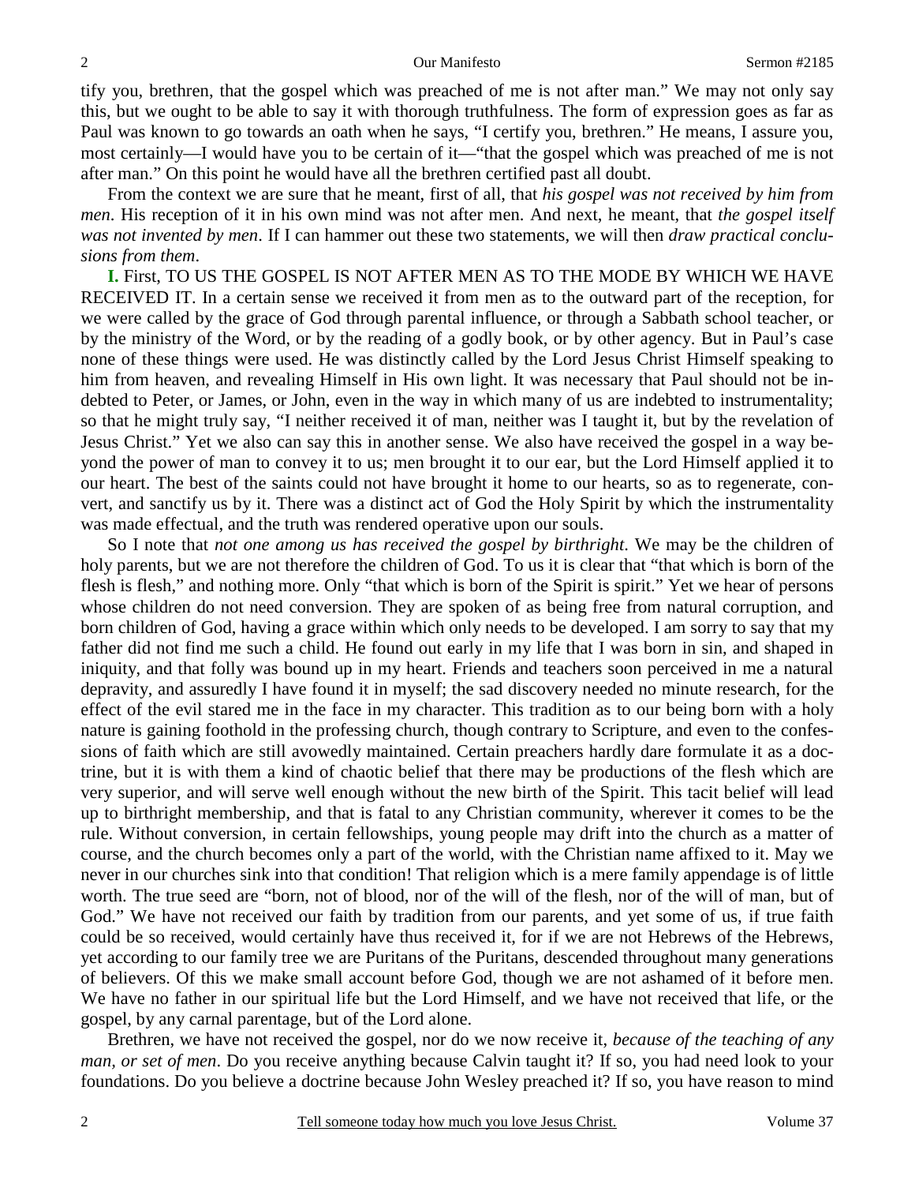tify you, brethren, that the gospel which was preached of me is not after man." We may not only say this, but we ought to be able to say it with thorough truthfulness. The form of expression goes as far as Paul was known to go towards an oath when he says, "I certify you, brethren." He means, I assure you, most certainly—I would have you to be certain of it—"that the gospel which was preached of me is not after man." On this point he would have all the brethren certified past all doubt.

From the context we are sure that he meant, first of all, that *his gospel was not received by him from men*. His reception of it in his own mind was not after men. And next, he meant, that *the gospel itself was not invented by men*. If I can hammer out these two statements, we will then *draw practical conclusions from them*.

**I.** First, TO US THE GOSPEL IS NOT AFTER MEN AS TO THE MODE BY WHICH WE HAVE RECEIVED IT. In a certain sense we received it from men as to the outward part of the reception, for we were called by the grace of God through parental influence, or through a Sabbath school teacher, or by the ministry of the Word, or by the reading of a godly book, or by other agency. But in Paul's case none of these things were used. He was distinctly called by the Lord Jesus Christ Himself speaking to him from heaven, and revealing Himself in His own light. It was necessary that Paul should not be indebted to Peter, or James, or John, even in the way in which many of us are indebted to instrumentality; so that he might truly say, "I neither received it of man, neither was I taught it, but by the revelation of Jesus Christ." Yet we also can say this in another sense. We also have received the gospel in a way beyond the power of man to convey it to us; men brought it to our ear, but the Lord Himself applied it to our heart. The best of the saints could not have brought it home to our hearts, so as to regenerate, convert, and sanctify us by it. There was a distinct act of God the Holy Spirit by which the instrumentality was made effectual, and the truth was rendered operative upon our souls.

So I note that *not one among us has received the gospel by birthright*. We may be the children of holy parents, but we are not therefore the children of God. To us it is clear that "that which is born of the flesh is flesh," and nothing more. Only "that which is born of the Spirit is spirit." Yet we hear of persons whose children do not need conversion. They are spoken of as being free from natural corruption, and born children of God, having a grace within which only needs to be developed. I am sorry to say that my father did not find me such a child. He found out early in my life that I was born in sin, and shaped in iniquity, and that folly was bound up in my heart. Friends and teachers soon perceived in me a natural depravity, and assuredly I have found it in myself; the sad discovery needed no minute research, for the effect of the evil stared me in the face in my character. This tradition as to our being born with a holy nature is gaining foothold in the professing church, though contrary to Scripture, and even to the confessions of faith which are still avowedly maintained. Certain preachers hardly dare formulate it as a doctrine, but it is with them a kind of chaotic belief that there may be productions of the flesh which are very superior, and will serve well enough without the new birth of the Spirit. This tacit belief will lead up to birthright membership, and that is fatal to any Christian community, wherever it comes to be the rule. Without conversion, in certain fellowships, young people may drift into the church as a matter of course, and the church becomes only a part of the world, with the Christian name affixed to it. May we never in our churches sink into that condition! That religion which is a mere family appendage is of little worth. The true seed are "born, not of blood, nor of the will of the flesh, nor of the will of man, but of God." We have not received our faith by tradition from our parents, and yet some of us, if true faith could be so received, would certainly have thus received it, for if we are not Hebrews of the Hebrews, yet according to our family tree we are Puritans of the Puritans, descended throughout many generations of believers. Of this we make small account before God, though we are not ashamed of it before men. We have no father in our spiritual life but the Lord Himself, and we have not received that life, or the gospel, by any carnal parentage, but of the Lord alone.

Brethren, we have not received the gospel, nor do we now receive it, *because of the teaching of any man, or set of men*. Do you receive anything because Calvin taught it? If so, you had need look to your foundations. Do you believe a doctrine because John Wesley preached it? If so, you have reason to mind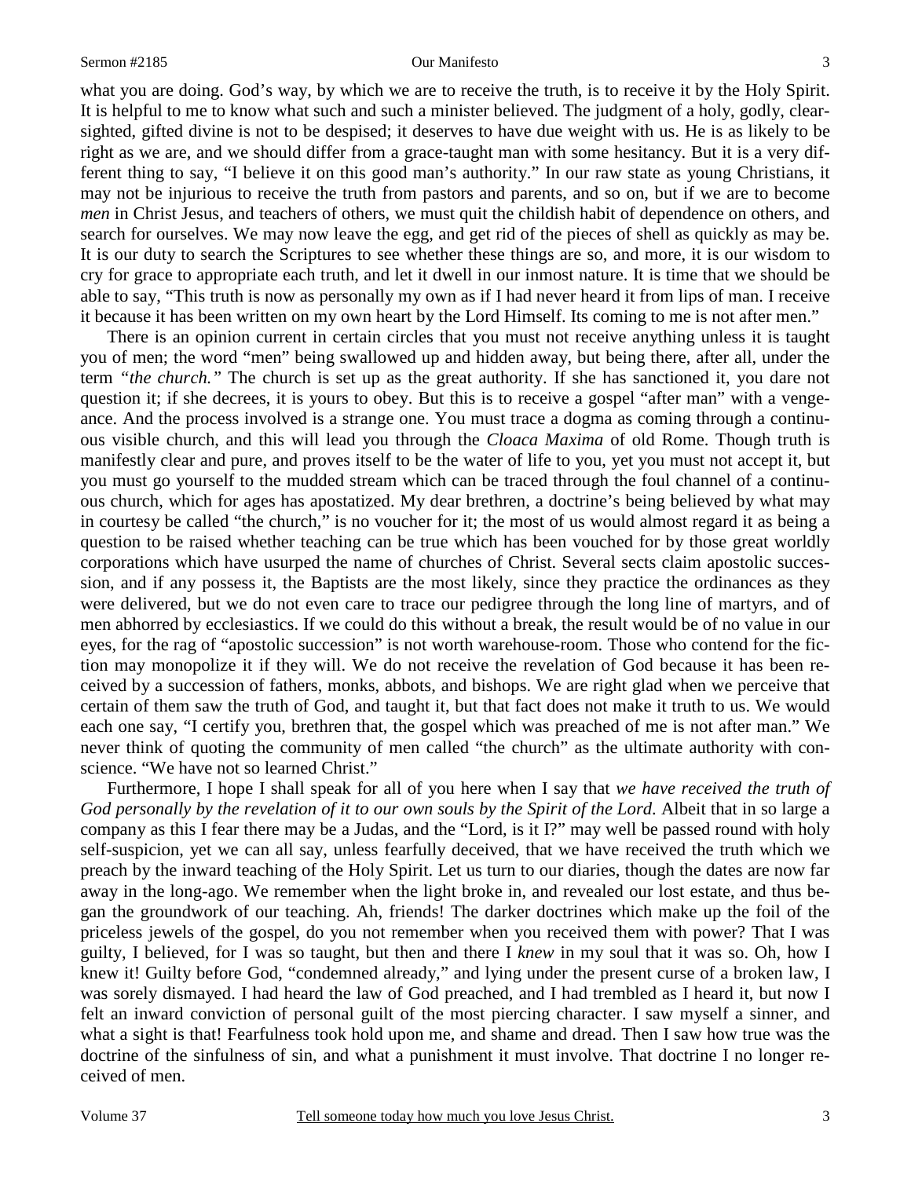what you are doing. God's way, by which we are to receive the truth, is to receive it by the Holy Spirit. It is helpful to me to know what such and such a minister believed. The judgment of a holy, godly, clear-sighted, gifted divine is not to be despised; it deserves to have due weight with us. He is as likely to be right as we are, and we should differ from a grace-taught man with some hesitancy. But it is a very different thing to say, "I believe it on this good man's authority." In our raw state as young Christians, it may not be injurious to receive the truth from pastors and parents, and so on, but if we are to become *men* in Christ Jesus, and teachers of others, we must quit the childish habit of dependence on others, and search for ourselves. We may now leave the egg, and get rid of the pieces of shell as quickly as may be. It is our duty to search the Scriptures to see whether these things are so, and more, it is our wisdom to cry for grace to appropriate each truth, and let it dwell in our inmost nature. It is time that we should be able to say, "This truth is now as personally my own as if I had never heard it from lips of man. I receive it because it has been written on my own heart by the Lord Himself. Its coming to me is not after men."

There is an opinion current in certain circles that you must not receive anything unless it is taught you of men; the word "men" being swallowed up and hidden away, but being there, after all, under the term *"the church."* The church is set up as the great authority. If she has sanctioned it, you dare not question it; if she decrees, it is yours to obey. But this is to receive a gospel "after man" with a vengeance. And the process involved is a strange one. You must trace a dogma as coming through a continuous visible church, and this will lead you through the *Cloaca Maxima* of old Rome. Though truth is manifestly clear and pure, and proves itself to be the water of life to you, yet you must not accept it, but you must go yourself to the mudded stream which can be traced through the foul channel of a continuous church, which for ages has apostatized. My dear brethren, a doctrine's being believed by what may in courtesy be called "the church," is no voucher for it; the most of us would almost regard it as being a question to be raised whether teaching can be true which has been vouched for by those great worldly corporations which have usurped the name of churches of Christ. Several sects claim apostolic succession, and if any possess it, the Baptists are the most likely, since they practice the ordinances as they were delivered, but we do not even care to trace our pedigree through the long line of martyrs, and of men abhorred by ecclesiastics. If we could do this without a break, the result would be of no value in our eyes, for the rag of "apostolic succession" is not worth warehouse-room. Those who contend for the fiction may monopolize it if they will. We do not receive the revelation of God because it has been received by a succession of fathers, monks, abbots, and bishops. We are right glad when we perceive that certain of them saw the truth of God, and taught it, but that fact does not make it truth to us. We would each one say, "I certify you, brethren that, the gospel which was preached of me is not after man." We never think of quoting the community of men called "the church" as the ultimate authority with conscience. "We have not so learned Christ."

Furthermore, I hope I shall speak for all of you here when I say that *we have received the truth of God personally by the revelation of it to our own souls by the Spirit of the Lord*. Albeit that in so large a company as this I fear there may be a Judas, and the "Lord, is it I?" may well be passed round with holy self-suspicion, yet we can all say, unless fearfully deceived, that we have received the truth which we preach by the inward teaching of the Holy Spirit. Let us turn to our diaries, though the dates are now far away in the long-ago. We remember when the light broke in, and revealed our lost estate, and thus began the groundwork of our teaching. Ah, friends! The darker doctrines which make up the foil of the priceless jewels of the gospel, do you not remember when you received them with power? That I was guilty, I believed, for I was so taught, but then and there I *knew* in my soul that it was so. Oh, how I knew it! Guilty before God, "condemned already," and lying under the present curse of a broken law, I was sorely dismayed. I had heard the law of God preached, and I had trembled as I heard it, but now I felt an inward conviction of personal guilt of the most piercing character. I saw myself a sinner, and what a sight is that! Fearfulness took hold upon me, and shame and dread. Then I saw how true was the doctrine of the sinfulness of sin, and what a punishment it must involve. That doctrine I no longer received of men.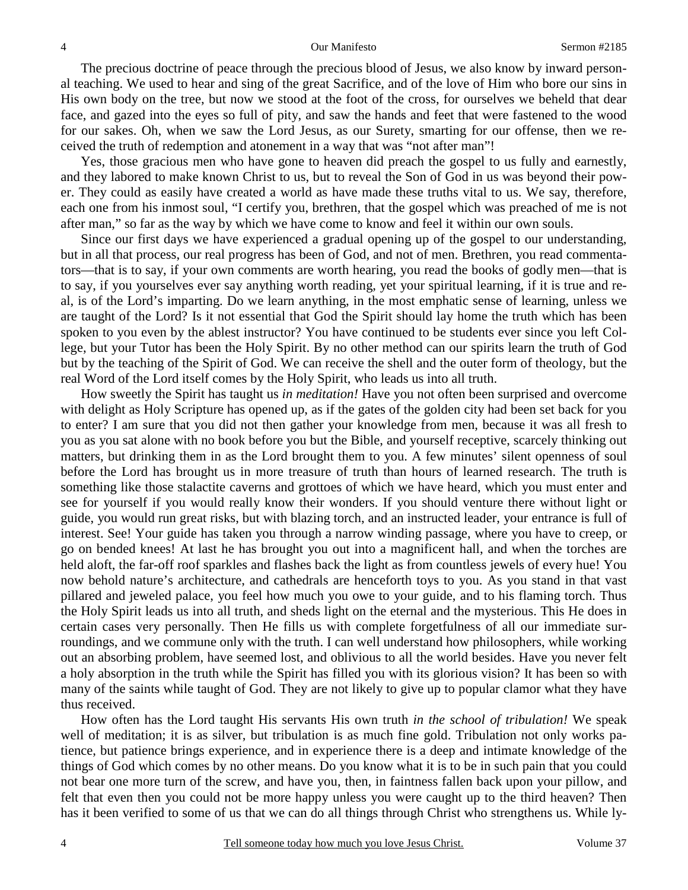The precious doctrine of peace through the precious blood of Jesus, we also know by inward personal teaching. We used to hear and sing of the great Sacrifice, and of the love of Him who bore our sins in His own body on the tree, but now we stood at the foot of the cross, for ourselves we beheld that dear face, and gazed into the eyes so full of pity, and saw the hands and feet that were fastened to the wood for our sakes. Oh, when we saw the Lord Jesus, as our Surety, smarting for our offense, then we received the truth of redemption and atonement in a way that was "not after man"!

Yes, those gracious men who have gone to heaven did preach the gospel to us fully and earnestly, and they labored to make known Christ to us, but to reveal the Son of God in us was beyond their power. They could as easily have created a world as have made these truths vital to us. We say, therefore, each one from his inmost soul, "I certify you, brethren, that the gospel which was preached of me is not after man," so far as the way by which we have come to know and feel it within our own souls.

Since our first days we have experienced a gradual opening up of the gospel to our understanding, but in all that process, our real progress has been of God, and not of men. Brethren, you read commentators—that is to say, if your own comments are worth hearing, you read the books of godly men—that is to say, if you yourselves ever say anything worth reading, yet your spiritual learning, if it is true and real, is of the Lord's imparting. Do we learn anything, in the most emphatic sense of learning, unless we are taught of the Lord? Is it not essential that God the Spirit should lay home the truth which has been spoken to you even by the ablest instructor? You have continued to be students ever since you left College, but your Tutor has been the Holy Spirit. By no other method can our spirits learn the truth of God but by the teaching of the Spirit of God. We can receive the shell and the outer form of theology, but the real Word of the Lord itself comes by the Holy Spirit, who leads us into all truth.

How sweetly the Spirit has taught us *in meditation!* Have you not often been surprised and overcome with delight as Holy Scripture has opened up, as if the gates of the golden city had been set back for you to enter? I am sure that you did not then gather your knowledge from men, because it was all fresh to you as you sat alone with no book before you but the Bible, and yourself receptive, scarcely thinking out matters, but drinking them in as the Lord brought them to you. A few minutes' silent openness of soul before the Lord has brought us in more treasure of truth than hours of learned research. The truth is something like those stalactite caverns and grottoes of which we have heard, which you must enter and see for yourself if you would really know their wonders. If you should venture there without light or guide, you would run great risks, but with blazing torch, and an instructed leader, your entrance is full of interest. See! Your guide has taken you through a narrow winding passage, where you have to creep, or go on bended knees! At last he has brought you out into a magnificent hall, and when the torches are held aloft, the far-off roof sparkles and flashes back the light as from countless jewels of every hue! You now behold nature's architecture, and cathedrals are henceforth toys to you. As you stand in that vast pillared and jeweled palace, you feel how much you owe to your guide, and to his flaming torch. Thus the Holy Spirit leads us into all truth, and sheds light on the eternal and the mysterious. This He does in certain cases very personally. Then He fills us with complete forgetfulness of all our immediate surroundings, and we commune only with the truth. I can well understand how philosophers, while working out an absorbing problem, have seemed lost, and oblivious to all the world besides. Have you never felt a holy absorption in the truth while the Spirit has filled you with its glorious vision? It has been so with many of the saints while taught of God. They are not likely to give up to popular clamor what they have thus received.

How often has the Lord taught His servants His own truth *in the school of tribulation!* We speak well of meditation; it is as silver, but tribulation is as much fine gold. Tribulation not only works patience, but patience brings experience, and in experience there is a deep and intimate knowledge of the things of God which comes by no other means. Do you know what it is to be in such pain that you could not bear one more turn of the screw, and have you, then, in faintness fallen back upon your pillow, and felt that even then you could not be more happy unless you were caught up to the third heaven? Then has it been verified to some of us that we can do all things through Christ who strengthens us. While ly-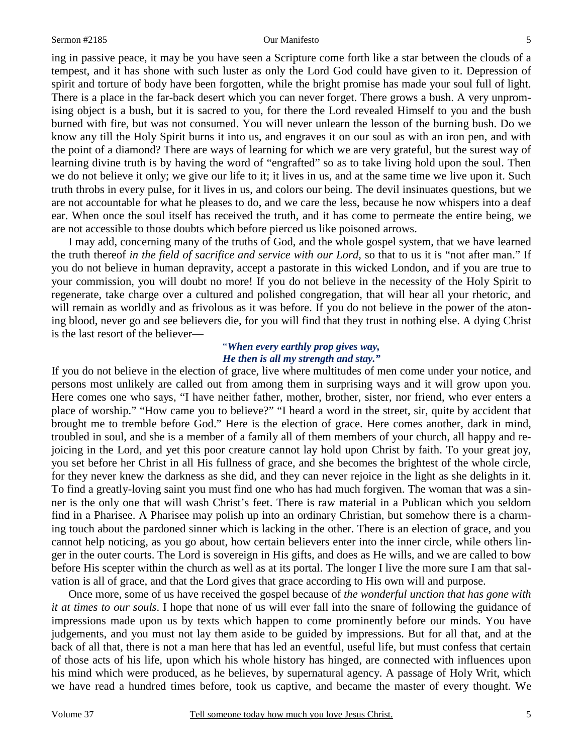ing in passive peace, it may be you have seen a Scripture come forth like a star between the clouds of a tempest, and it has shone with such luster as only the Lord God could have given to it. Depression of spirit and torture of body have been forgotten, while the bright promise has made your soul full of light. There is a place in the far-back desert which you can never forget. There grows a bush. A very unpromising object is a bush, but it is sacred to you, for there the Lord revealed Himself to you and the bush burned with fire, but was not consumed. You will never unlearn the lesson of the burning bush. Do we know any till the Holy Spirit burns it into us, and engraves it on our soul as with an iron pen, and with the point of a diamond? There are ways of learning for which we are very grateful, but the surest way of learning divine truth is by having the word of "engrafted" so as to take living hold upon the soul. Then we do not believe it only; we give our life to it; it lives in us, and at the same time we live upon it. Such truth throbs in every pulse, for it lives in us, and colors our being. The devil insinuates questions, but we are not accountable for what he pleases to do, and we care the less, because he now whispers into a deaf ear. When once the soul itself has received the truth, and it has come to permeate the entire being, we are not accessible to those doubts which before pierced us like poisoned arrows.

I may add, concerning many of the truths of God, and the whole gospel system, that we have learned the truth thereof *in the field of sacrifice and service with our Lord*, so that to us it is "not after man." If you do not believe in human depravity, accept a pastorate in this wicked London, and if you are true to your commission, you will doubt no more! If you do not believe in the necessity of the Holy Spirit to regenerate, take charge over a cultured and polished congregation, that will hear all your rhetoric, and will remain as worldly and as frivolous as it was before. If you do not believe in the power of the atoning blood, never go and see believers die, for you will find that they trust in nothing else. A dying Christ is the last resort of the believer—

> "*When every earthly prop gives way,*
> *He then is all my strength and stay.*"

If you do not believe in the election of grace, live where multitudes of men come under your notice, and persons most unlikely are called out from among them in surprising ways and it will grow upon you. Here comes one who says, "I have neither father, mother, brother, sister, nor friend, who ever enters a place of worship." "How came you to believe?" "I heard a word in the street, sir, quite by accident that brought me to tremble before God." Here is the election of grace. Here comes another, dark in mind, troubled in soul, and she is a member of a family all of them members of your church, all happy and rejoicing in the Lord, and yet this poor creature cannot lay hold upon Christ by faith. To your great joy, you set before her Christ in all His fullness of grace, and she becomes the brightest of the whole circle, for they never knew the darkness as she did, and they can never rejoice in the light as she delights in it. To find a greatly-loving saint you must find one who has had much forgiven. The woman that was a sinner is the only one that will wash Christ's feet. There is raw material in a Publican which you seldom find in a Pharisee. A Pharisee may polish up into an ordinary Christian, but somehow there is a charming touch about the pardoned sinner which is lacking in the other. There is an election of grace, and you cannot help noticing, as you go about, how certain believers enter into the inner circle, while others linger in the outer courts. The Lord is sovereign in His gifts, and does as He wills, and we are called to bow before His scepter within the church as well as at its portal. The longer I live the more sure I am that salvation is all of grace, and that the Lord gives that grace according to His own will and purpose.

Once more, some of us have received the gospel because of *the wonderful unction that has gone with it at times to our souls*. I hope that none of us will ever fall into the snare of following the guidance of impressions made upon us by texts which happen to come prominently before our minds. You have judgements, and you must not lay them aside to be guided by impressions. But for all that, and at the back of all that, there is not a man here that has led an eventful, useful life, but must confess that certain of those acts of his life, upon which his whole history has hinged, are connected with influences upon his mind which were produced, as he believes, by supernatural agency. A passage of Holy Writ, which we have read a hundred times before, took us captive, and became the master of every thought. We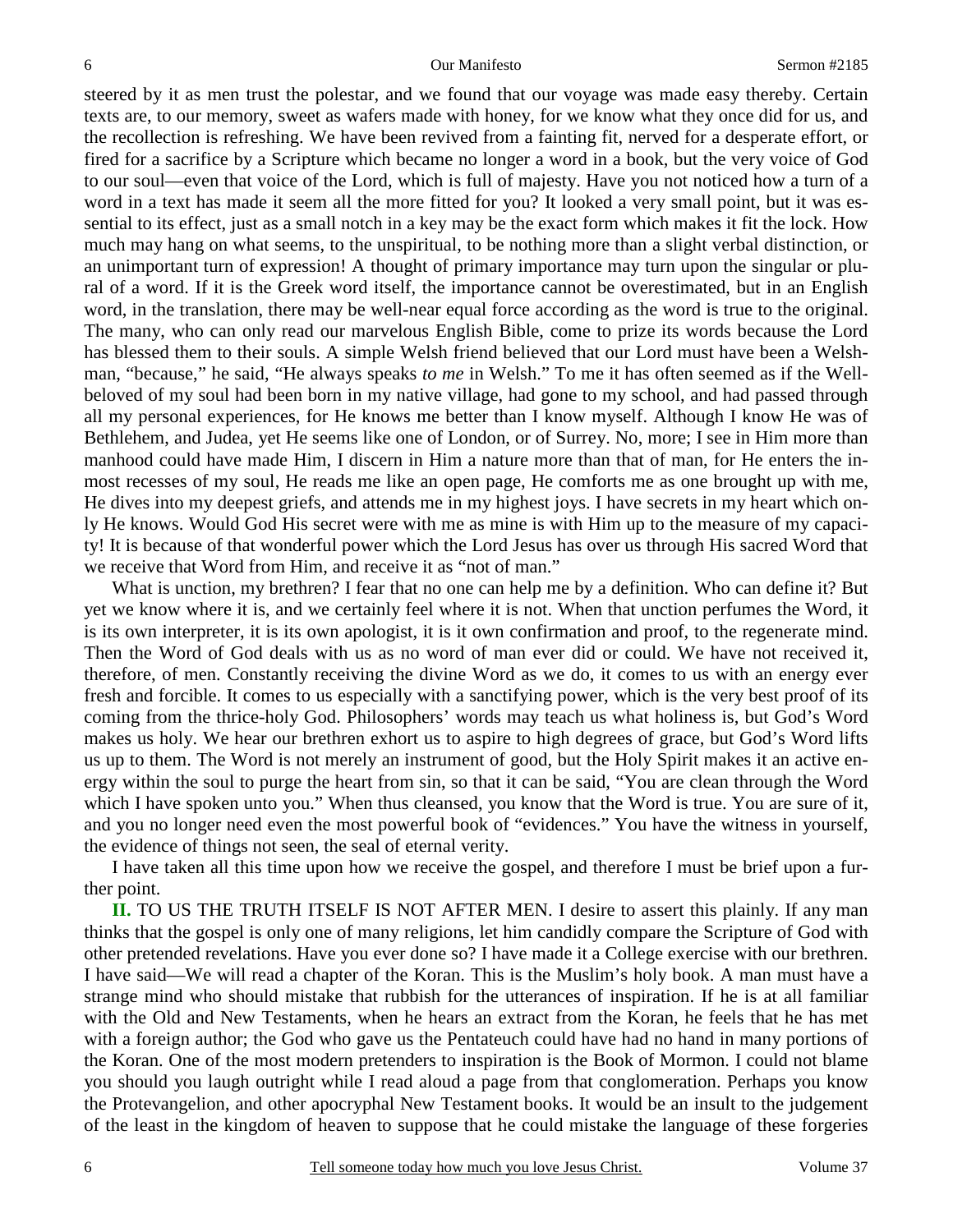steered by it as men trust the polestar, and we found that our voyage was made easy thereby. Certain texts are, to our memory, sweet as wafers made with honey, for we know what they once did for us, and the recollection is refreshing. We have been revived from a fainting fit, nerved for a desperate effort, or fired for a sacrifice by a Scripture which became no longer a word in a book, but the very voice of God to our soul—even that voice of the Lord, which is full of majesty. Have you not noticed how a turn of a word in a text has made it seem all the more fitted for you? It looked a very small point, but it was essential to its effect, just as a small notch in a key may be the exact form which makes it fit the lock. How much may hang on what seems, to the unspiritual, to be nothing more than a slight verbal distinction, or an unimportant turn of expression! A thought of primary importance may turn upon the singular or plural of a word. If it is the Greek word itself, the importance cannot be overestimated, but in an English word, in the translation, there may be well-near equal force according as the word is true to the original. The many, who can only read our marvelous English Bible, come to prize its words because the Lord has blessed them to their souls. A simple Welsh friend believed that our Lord must have been a Welshman, "because," he said, "He always speaks *to me* in Welsh." To me it has often seemed as if the Well-beloved of my soul had been born in my native village, had gone to my school, and had passed through all my personal experiences, for He knows me better than I know myself. Although I know He was of Bethlehem, and Judea, yet He seems like one of London, or of Surrey. No, more; I see in Him more than manhood could have made Him, I discern in Him a nature more than that of man, for He enters the inmost recesses of my soul, He reads me like an open page, He comforts me as one brought up with me, He dives into my deepest griefs, and attends me in my highest joys. I have secrets in my heart which only He knows. Would God His secret were with me as mine is with Him up to the measure of my capacity! It is because of that wonderful power which the Lord Jesus has over us through His sacred Word that we receive that Word from Him, and receive it as "not of man."

What is unction, my brethren? I fear that no one can help me by a definition. Who can define it? But yet we know where it is, and we certainly feel where it is not. When that unction perfumes the Word, it is its own interpreter, it is its own apologist, it is it own confirmation and proof, to the regenerate mind. Then the Word of God deals with us as no word of man ever did or could. We have not received it, therefore, of men. Constantly receiving the divine Word as we do, it comes to us with an energy ever fresh and forcible. It comes to us especially with a sanctifying power, which is the very best proof of its coming from the thrice-holy God. Philosophers' words may teach us what holiness is, but God's Word makes us holy. We hear our brethren exhort us to aspire to high degrees of grace, but God's Word lifts us up to them. The Word is not merely an instrument of good, but the Holy Spirit makes it an active energy within the soul to purge the heart from sin, so that it can be said, "You are clean through the Word which I have spoken unto you." When thus cleansed, you know that the Word is true. You are sure of it, and you no longer need even the most powerful book of "evidences." You have the witness in yourself, the evidence of things not seen, the seal of eternal verity.

I have taken all this time upon how we receive the gospel, and therefore I must be brief upon a further point.

**II.** TO US THE TRUTH ITSELF IS NOT AFTER MEN. I desire to assert this plainly. If any man thinks that the gospel is only one of many religions, let him candidly compare the Scripture of God with other pretended revelations. Have you ever done so? I have made it a College exercise with our brethren. I have said—We will read a chapter of the Koran. This is the Muslim's holy book. A man must have a strange mind who should mistake that rubbish for the utterances of inspiration. If he is at all familiar with the Old and New Testaments, when he hears an extract from the Koran, he feels that he has met with a foreign author; the God who gave us the Pentateuch could have had no hand in many portions of the Koran. One of the most modern pretenders to inspiration is the Book of Mormon. I could not blame you should you laugh outright while I read aloud a page from that conglomeration. Perhaps you know the Protevangelion, and other apocryphal New Testament books. It would be an insult to the judgement of the least in the kingdom of heaven to suppose that he could mistake the language of these forgeries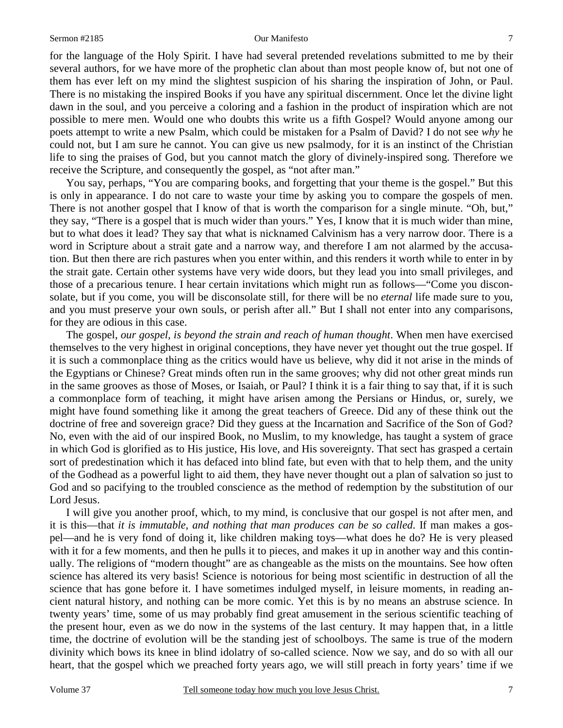for the language of the Holy Spirit. I have had several pretended revelations submitted to me by their several authors, for we have more of the prophetic clan about than most people know of, but not one of them has ever left on my mind the slightest suspicion of his sharing the inspiration of John, or Paul. There is no mistaking the inspired Books if you have any spiritual discernment. Once let the divine light dawn in the soul, and you perceive a coloring and a fashion in the product of inspiration which are not possible to mere men. Would one who doubts this write us a fifth Gospel? Would anyone among our poets attempt to write a new Psalm, which could be mistaken for a Psalm of David? I do not see *why* he could not, but I am sure he cannot. You can give us new psalmody, for it is an instinct of the Christian life to sing the praises of God, but you cannot match the glory of divinely-inspired song. Therefore we receive the Scripture, and consequently the gospel, as "not after man."

You say, perhaps, "You are comparing books, and forgetting that your theme is the gospel." But this is only in appearance. I do not care to waste your time by asking you to compare the gospels of men. There is not another gospel that I know of that is worth the comparison for a single minute. "Oh, but," they say, "There is a gospel that is much wider than yours." Yes, I know that it is much wider than mine, but to what does it lead? They say that what is nicknamed Calvinism has a very narrow door. There is a word in Scripture about a strait gate and a narrow way, and therefore I am not alarmed by the accusation. But then there are rich pastures when you enter within, and this renders it worth while to enter in by the strait gate. Certain other systems have very wide doors, but they lead you into small privileges, and those of a precarious tenure. I hear certain invitations which might run as follows—"Come you disconsolate, but if you come, you will be disconsolate still, for there will be no *eternal* life made sure to you, and you must preserve your own souls, or perish after all." But I shall not enter into any comparisons, for they are odious in this case.

The gospel, *our gospel, is beyond the strain and reach of human thought*. When men have exercised themselves to the very highest in original conceptions, they have never yet thought out the true gospel. If it is such a commonplace thing as the critics would have us believe, why did it not arise in the minds of the Egyptians or Chinese? Great minds often run in the same grooves; why did not other great minds run in the same grooves as those of Moses, or Isaiah, or Paul? I think it is a fair thing to say that, if it is such a commonplace form of teaching, it might have arisen among the Persians or Hindus, or, surely, we might have found something like it among the great teachers of Greece. Did any of these think out the doctrine of free and sovereign grace? Did they guess at the Incarnation and Sacrifice of the Son of God? No, even with the aid of our inspired Book, no Muslim, to my knowledge, has taught a system of grace in which God is glorified as to His justice, His love, and His sovereignty. That sect has grasped a certain sort of predestination which it has defaced into blind fate, but even with that to help them, and the unity of the Godhead as a powerful light to aid them, they have never thought out a plan of salvation so just to God and so pacifying to the troubled conscience as the method of redemption by the substitution of our Lord Jesus.

I will give you another proof, which, to my mind, is conclusive that our gospel is not after men, and it is this—that *it is immutable, and nothing that man produces can be so called*. If man makes a gospel—and he is very fond of doing it, like children making toys—what does he do? He is very pleased with it for a few moments, and then he pulls it to pieces, and makes it up in another way and this continually. The religions of "modern thought" are as changeable as the mists on the mountains. See how often science has altered its very basis! Science is notorious for being most scientific in destruction of all the science that has gone before it. I have sometimes indulged myself, in leisure moments, in reading ancient natural history, and nothing can be more comic. Yet this is by no means an abstruse science. In twenty years' time, some of us may probably find great amusement in the serious scientific teaching of the present hour, even as we do now in the systems of the last century. It may happen that, in a little time, the doctrine of evolution will be the standing jest of schoolboys. The same is true of the modern divinity which bows its knee in blind idolatry of so-called science. Now we say, and do so with all our heart, that the gospel which we preached forty years ago, we will still preach in forty years' time if we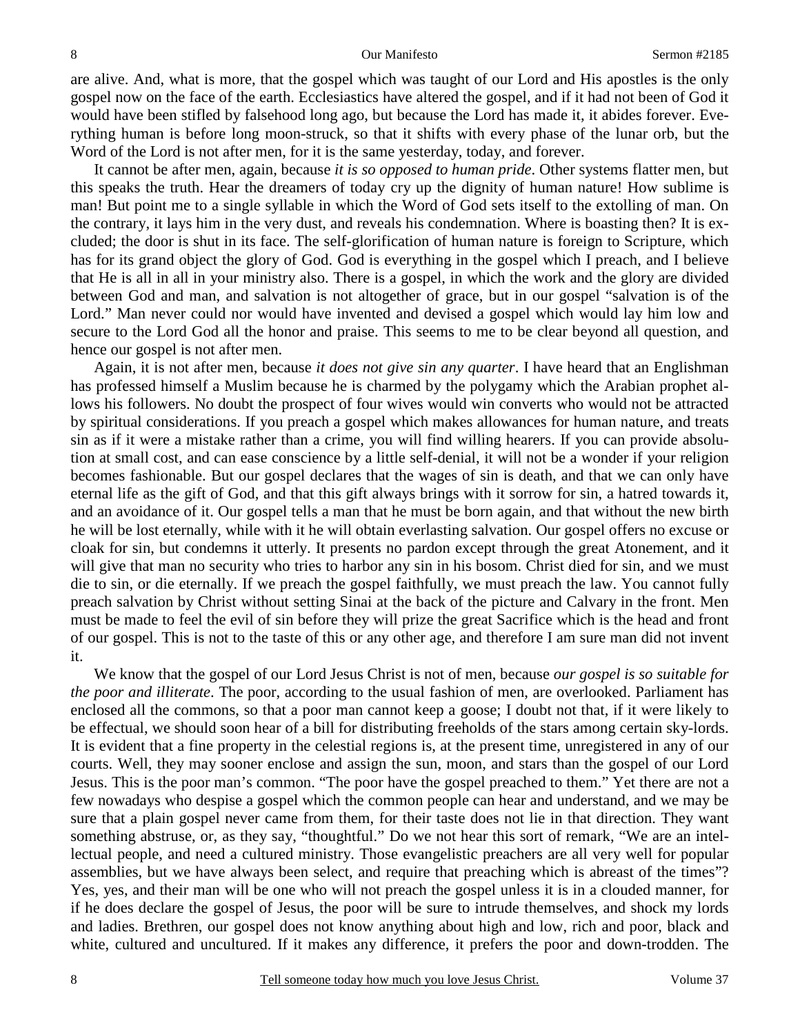are alive. And, what is more, that the gospel which was taught of our Lord and His apostles is the only gospel now on the face of the earth. Ecclesiastics have altered the gospel, and if it had not been of God it would have been stifled by falsehood long ago, but because the Lord has made it, it abides forever. Everything human is before long moon-struck, so that it shifts with every phase of the lunar orb, but the Word of the Lord is not after men, for it is the same yesterday, today, and forever.

It cannot be after men, again, because *it is so opposed to human pride*. Other systems flatter men, but this speaks the truth. Hear the dreamers of today cry up the dignity of human nature! How sublime is man! But point me to a single syllable in which the Word of God sets itself to the extolling of man. On the contrary, it lays him in the very dust, and reveals his condemnation. Where is boasting then? It is excluded; the door is shut in its face. The self-glorification of human nature is foreign to Scripture, which has for its grand object the glory of God. God is everything in the gospel which I preach, and I believe that He is all in all in your ministry also. There is a gospel, in which the work and the glory are divided between God and man, and salvation is not altogether of grace, but in our gospel "salvation is of the Lord." Man never could nor would have invented and devised a gospel which would lay him low and secure to the Lord God all the honor and praise. This seems to me to be clear beyond all question, and hence our gospel is not after men.

Again, it is not after men, because *it does not give sin any quarter*. I have heard that an Englishman has professed himself a Muslim because he is charmed by the polygamy which the Arabian prophet allows his followers. No doubt the prospect of four wives would win converts who would not be attracted by spiritual considerations. If you preach a gospel which makes allowances for human nature, and treats sin as if it were a mistake rather than a crime, you will find willing hearers. If you can provide absolution at small cost, and can ease conscience by a little self-denial, it will not be a wonder if your religion becomes fashionable. But our gospel declares that the wages of sin is death, and that we can only have eternal life as the gift of God, and that this gift always brings with it sorrow for sin, a hatred towards it, and an avoidance of it. Our gospel tells a man that he must be born again, and that without the new birth he will be lost eternally, while with it he will obtain everlasting salvation. Our gospel offers no excuse or cloak for sin, but condemns it utterly. It presents no pardon except through the great Atonement, and it will give that man no security who tries to harbor any sin in his bosom. Christ died for sin, and we must die to sin, or die eternally. If we preach the gospel faithfully, we must preach the law. You cannot fully preach salvation by Christ without setting Sinai at the back of the picture and Calvary in the front. Men must be made to feel the evil of sin before they will prize the great Sacrifice which is the head and front of our gospel. This is not to the taste of this or any other age, and therefore I am sure man did not invent it.

We know that the gospel of our Lord Jesus Christ is not of men, because *our gospel is so suitable for the poor and illiterate*. The poor, according to the usual fashion of men, are overlooked. Parliament has enclosed all the commons, so that a poor man cannot keep a goose; I doubt not that, if it were likely to be effectual, we should soon hear of a bill for distributing freeholds of the stars among certain sky-lords. It is evident that a fine property in the celestial regions is, at the present time, unregistered in any of our courts. Well, they may sooner enclose and assign the sun, moon, and stars than the gospel of our Lord Jesus. This is the poor man's common. "The poor have the gospel preached to them." Yet there are not a few nowadays who despise a gospel which the common people can hear and understand, and we may be sure that a plain gospel never came from them, for their taste does not lie in that direction. They want something abstruse, or, as they say, "thoughtful." Do we not hear this sort of remark, "We are an intellectual people, and need a cultured ministry. Those evangelistic preachers are all very well for popular assemblies, but we have always been select, and require that preaching which is abreast of the times"? Yes, yes, and their man will be one who will not preach the gospel unless it is in a clouded manner, for if he does declare the gospel of Jesus, the poor will be sure to intrude themselves, and shock my lords and ladies. Brethren, our gospel does not know anything about high and low, rich and poor, black and white, cultured and uncultured. If it makes any difference, it prefers the poor and down-trodden. The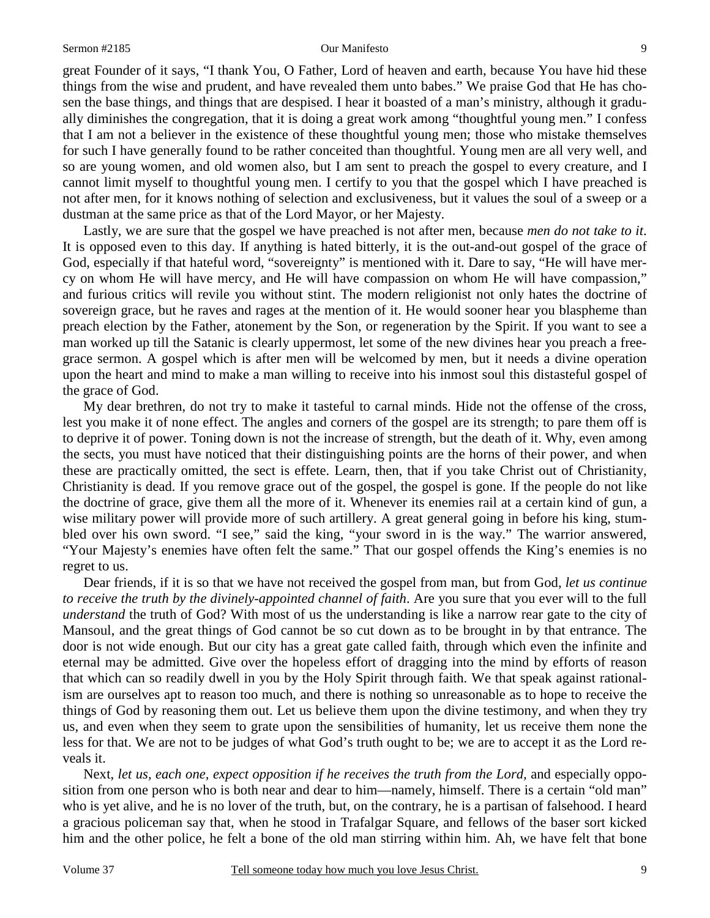great Founder of it says, "I thank You, O Father, Lord of heaven and earth, because You have hid these things from the wise and prudent, and have revealed them unto babes." We praise God that He has chosen the base things, and things that are despised. I hear it boasted of a man's ministry, although it gradually diminishes the congregation, that it is doing a great work among "thoughtful young men." I confess that I am not a believer in the existence of these thoughtful young men; those who mistake themselves for such I have generally found to be rather conceited than thoughtful. Young men are all very well, and so are young women, and old women also, but I am sent to preach the gospel to every creature, and I cannot limit myself to thoughtful young men. I certify to you that the gospel which I have preached is not after men, for it knows nothing of selection and exclusiveness, but it values the soul of a sweep or a dustman at the same price as that of the Lord Mayor, or her Majesty.

Lastly, we are sure that the gospel we have preached is not after men, because *men do not take to it*. It is opposed even to this day. If anything is hated bitterly, it is the out-and-out gospel of the grace of God, especially if that hateful word, "sovereignty" is mentioned with it. Dare to say, "He will have mercy on whom He will have mercy, and He will have compassion on whom He will have compassion," and furious critics will revile you without stint. The modern religionist not only hates the doctrine of sovereign grace, but he raves and rages at the mention of it. He would sooner hear you blaspheme than preach election by the Father, atonement by the Son, or regeneration by the Spirit. If you want to see a man worked up till the Satanic is clearly uppermost, let some of the new divines hear you preach a free-grace sermon. A gospel which is after men will be welcomed by men, but it needs a divine operation upon the heart and mind to make a man willing to receive into his inmost soul this distasteful gospel of the grace of God.

My dear brethren, do not try to make it tasteful to carnal minds. Hide not the offense of the cross, lest you make it of none effect. The angles and corners of the gospel are its strength; to pare them off is to deprive it of power. Toning down is not the increase of strength, but the death of it. Why, even among the sects, you must have noticed that their distinguishing points are the horns of their power, and when these are practically omitted, the sect is effete. Learn, then, that if you take Christ out of Christianity, Christianity is dead. If you remove grace out of the gospel, the gospel is gone. If the people do not like the doctrine of grace, give them all the more of it. Whenever its enemies rail at a certain kind of gun, a wise military power will provide more of such artillery. A great general going in before his king, stumbled over his own sword. "I see," said the king, "your sword in is the way." The warrior answered, "Your Majesty's enemies have often felt the same." That our gospel offends the King's enemies is no regret to us.

Dear friends, if it is so that we have not received the gospel from man, but from God, *let us continue to receive the truth by the divinely-appointed channel of faith*. Are you sure that you ever will to the full *understand* the truth of God? With most of us the understanding is like a narrow rear gate to the city of Mansoul, and the great things of God cannot be so cut down as to be brought in by that entrance. The door is not wide enough. But our city has a great gate called faith, through which even the infinite and eternal may be admitted. Give over the hopeless effort of dragging into the mind by efforts of reason that which can so readily dwell in you by the Holy Spirit through faith. We that speak against rationalism are ourselves apt to reason too much, and there is nothing so unreasonable as to hope to receive the things of God by reasoning them out. Let us believe them upon the divine testimony, and when they try us, and even when they seem to grate upon the sensibilities of humanity, let us receive them none the less for that. We are not to be judges of what God's truth ought to be; we are to accept it as the Lord reveals it.

Next, *let us, each one, expect opposition if he receives the truth from the Lord*, and especially opposition from one person who is both near and dear to him—namely, himself. There is a certain "old man" who is yet alive, and he is no lover of the truth, but, on the contrary, he is a partisan of falsehood. I heard a gracious policeman say that, when he stood in Trafalgar Square, and fellows of the baser sort kicked him and the other police, he felt a bone of the old man stirring within him. Ah, we have felt that bone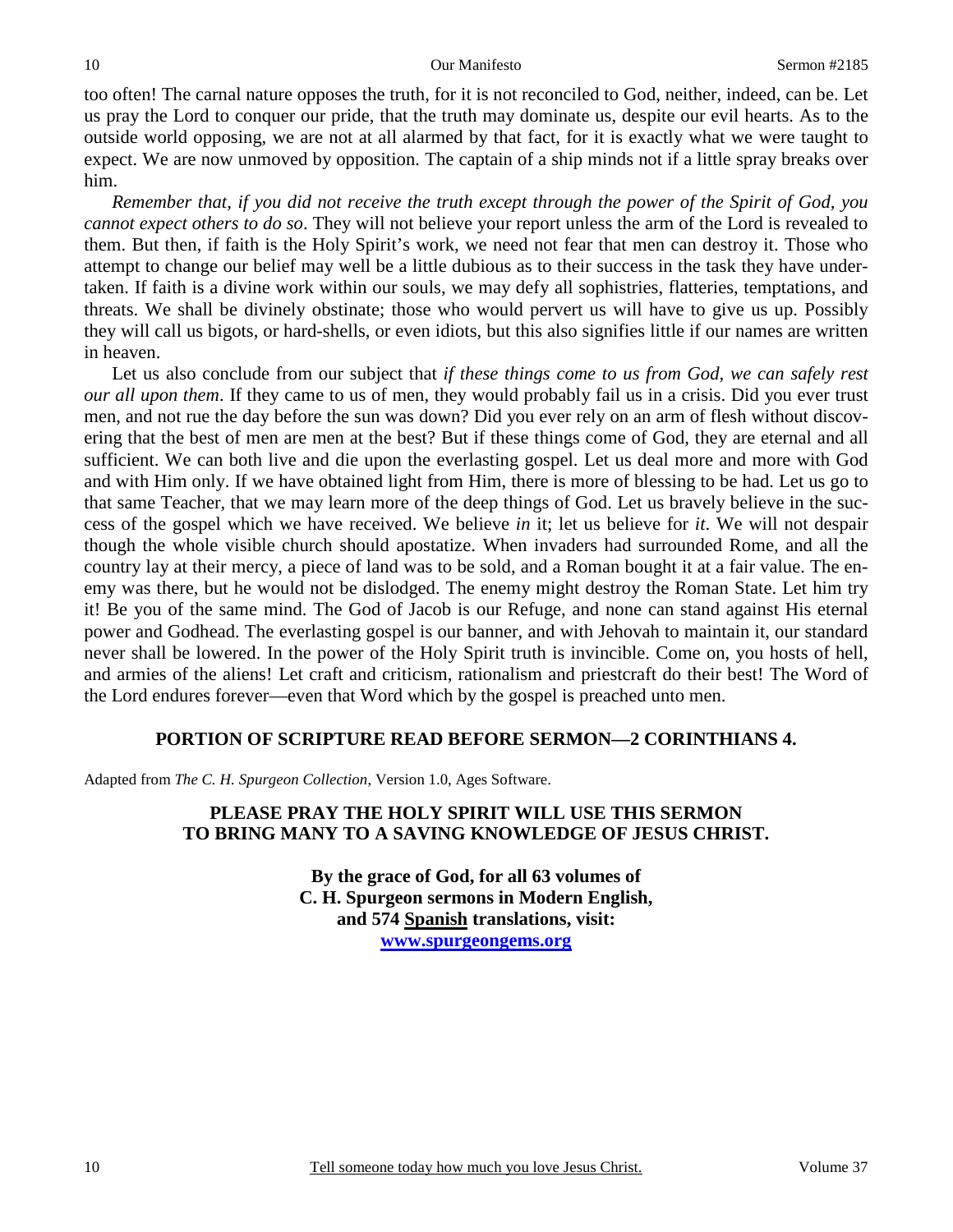too often! The carnal nature opposes the truth, for it is not reconciled to God, neither, indeed, can be. Let us pray the Lord to conquer our pride, that the truth may dominate us, despite our evil hearts. As to the outside world opposing, we are not at all alarmed by that fact, for it is exactly what we were taught to expect. We are now unmoved by opposition. The captain of a ship minds not if a little spray breaks over him.

*Remember that, if you did not receive the truth except through the power of the Spirit of God, you cannot expect others to do so*. They will not believe your report unless the arm of the Lord is revealed to them. But then, if faith is the Holy Spirit's work, we need not fear that men can destroy it. Those who attempt to change our belief may well be a little dubious as to their success in the task they have undertaken. If faith is a divine work within our souls, we may defy all sophistries, flatteries, temptations, and threats. We shall be divinely obstinate; those who would pervert us will have to give us up. Possibly they will call us bigots, or hard-shells, or even idiots, but this also signifies little if our names are written in heaven.

Let us also conclude from our subject that *if these things come to us from God, we can safely rest our all upon them*. If they came to us of men, they would probably fail us in a crisis. Did you ever trust men, and not rue the day before the sun was down? Did you ever rely on an arm of flesh without discovering that the best of men are men at the best? But if these things come of God, they are eternal and all sufficient. We can both live and die upon the everlasting gospel. Let us deal more and more with God and with Him only. If we have obtained light from Him, there is more of blessing to be had. Let us go to that same Teacher, that we may learn more of the deep things of God. Let us bravely believe in the success of the gospel which we have received. We believe *in* it; let us believe for *it*. We will not despair though the whole visible church should apostatize. When invaders had surrounded Rome, and all the country lay at their mercy, a piece of land was to be sold, and a Roman bought it at a fair value. The enemy was there, but he would not be dislodged. The enemy might destroy the Roman State. Let him try it! Be you of the same mind. The God of Jacob is our Refuge, and none can stand against His eternal power and Godhead. The everlasting gospel is our banner, and with Jehovah to maintain it, our standard never shall be lowered. In the power of the Holy Spirit truth is invincible. Come on, you hosts of hell, and armies of the aliens! Let craft and criticism, rationalism and priestcraft do their best! The Word of the Lord endures forever—even that Word which by the gospel is preached unto men.

**PORTION OF SCRIPTURE READ BEFORE SERMON—2 CORINTHIANS 4.**

Adapted from *The C. H. Spurgeon Collection*, Version 1.0, Ages Software.

**PLEASE PRAY THE HOLY SPIRIT WILL USE THIS SERMON TO BRING MANY TO A SAVING KNOWLEDGE OF JESUS CHRIST.**

**By the grace of God, for all 63 volumes of C. H. Spurgeon sermons in Modern English, and 574 Spanish translations, visit: www.spurgeongems.org**